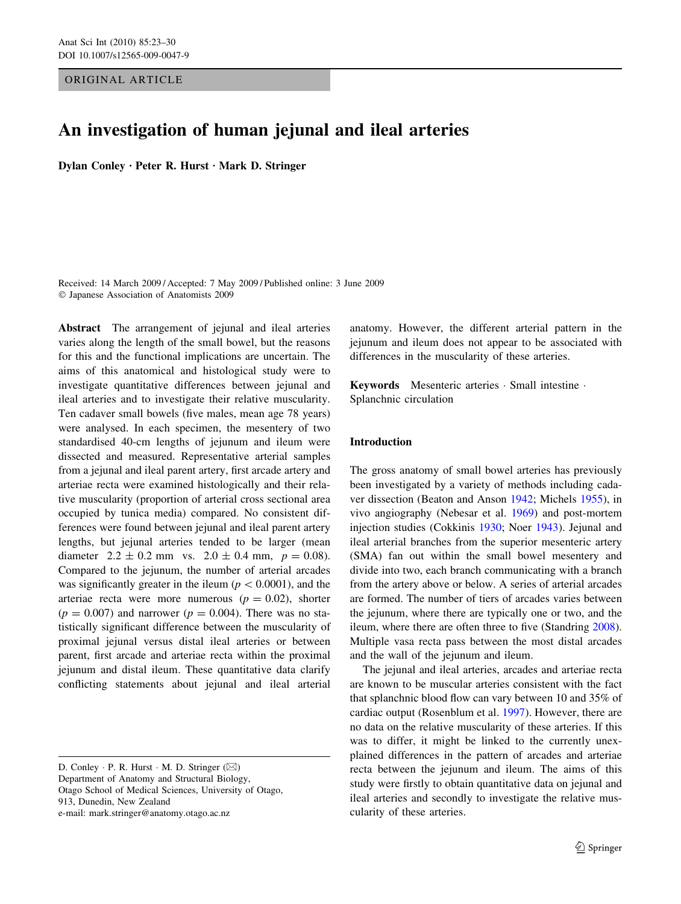ORIGINAL ARTICLE

# An investigation of human jejunal and ileal arteries

**Dylan Conley · Peter R. Hurst · Mark D. Stringer**

Received: 14 March 2009 / Accepted: 7 May 2009 / Published online: 3 June 2009
© Japanese Association of Anatomists 2009

**Abstract** The arrangement of jejunal and ileal arteries varies along the length of the small bowel, but the reasons for this and the functional implications are uncertain. The aims of this anatomical and histological study were to investigate quantitative differences between jejunal and ileal arteries and to investigate their relative muscularity. Ten cadaver small bowels (five males, mean age 78 years) were analysed. In each specimen, the mesentery of two standardised 40-cm lengths of jejunum and ileum were dissected and measured. Representative arterial samples from a jejunal and ileal parent artery, first arcade artery and arteriae recta were examined histologically and their relative muscularity (proportion of arterial cross sectional area occupied by tunica media) compared. No consistent differences were found between jejunal and ileal parent artery lengths, but jejunal arteries tended to be larger (mean diameter $2.2 \pm 0.2$ mm vs. $2.0 \pm 0.4$ mm, $p = 0.08$). Compared to the jejunum, the number of arterial arcades was significantly greater in the ileum ($p < 0.0001$), and the arteriae recta were more numerous ($p = 0.02$), shorter ($p = 0.007$) and narrower ($p = 0.004$). There was no statistically significant difference between the muscularity of proximal jejunal versus distal ileal arteries or between parent, first arcade and arteriae recta within the proximal jejunum and distal ileum. These quantitative data clarify conflicting statements about jejunal and ileal arterial anatomy. However, the different arterial pattern in the jejunum and ileum does not appear to be associated with differences in the musculatity of these arteries.

**Keywords** Mesenteric arteries · Small intestine · Splanchnic circulation

## Introduction

The gross anatomy of small bowel arteries has previously been investigated by a variety of methods including cadaver dissection (Beaton and Anson 1942; Michels 1955), in vivo angiography (Nebesar et al. 1969) and post-mortem injection studies (Cokkinis 1930; Noer 1943). Jejunal and ileal arterial branches from the superior mesenteric artery (SMA) fan out within the small bowel mesentery and divide into two, each branch communicating with a branch from the artery above or below. A series of arterial arcades are formed. The number of tiers of arcades varies between the jejunum, where there are typically one or two, and the ileum, where there are often three to five (Standring 2008). Multiple vasa recta pass between the most distal arcades and the wall of the jejunum and ileum.

The jejunal and ileal arteries, arcades and arteriae recta are known to be muscular arteries consistent with the fact that splanchnic blood flow can vary between 10 and 35% of cardiac output (Rosenblum et al. 1997). However, there are no data on the relative muscularity of these arteries. If this was to differ, it might be linked to the currently unexplained differences in the pattern of arcades and arteriae recta between the jejunum and ileum. The aims of this study were firstly to obtain quantitative data on jejunal and ileal arteries and secondly to investigate the relative muscularity of these arteries.

D. Conley · P. R. Hurst · M. D. Stringer (✉)
Department of Anatomy and Structural Biology,
Otago School of Medical Sciences, University of Otago,
913, Dunedin, New Zealand
e-mail: mark.stringer@anatomy.otago.ac.nz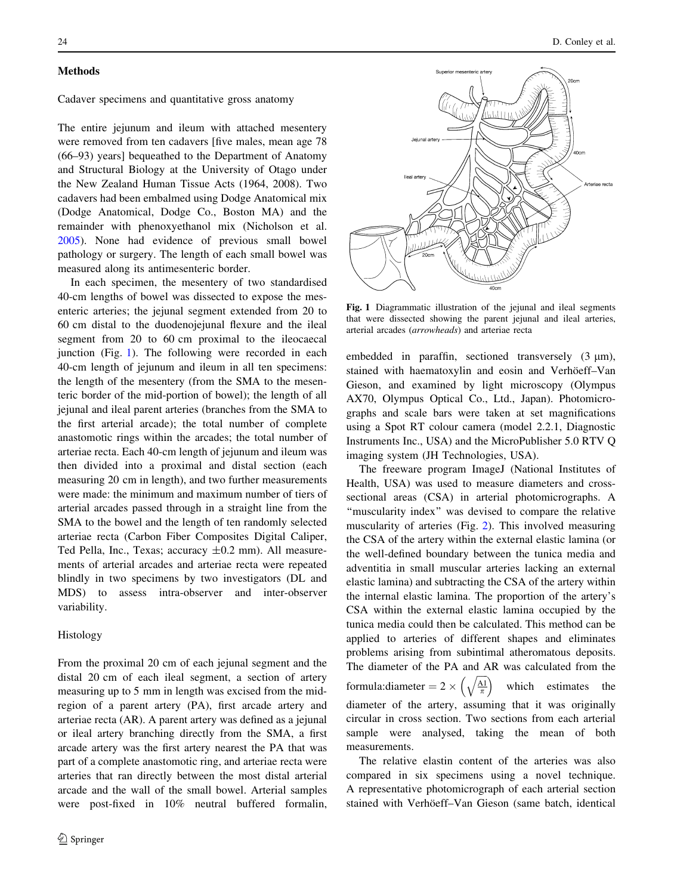## Methods

### Cadaver specimens and quantitative gross anatomy

The entire jejunum and ileum with attached mesentery were removed from ten cadavers [five males, mean age 78 (66–93) years] bequeathed to the Department of Anatomy and Structural Biology at the University of Otago under the New Zealand Human Tissue Acts (1964, 2008). Two cadavers had been embalmed using Dodge Anatomical mix (Dodge Anatomical, Dodge Co., Boston MA) and the remainder with phenoxyethanol mix (Nicholson et al. 2005). None had evidence of previous small bowel pathology or surgery. The length of each small bowel was measured along its antimesenteric border.

In each specimen, the mesentery of two standardised 40-cm lengths of bowel was dissected to expose the mesenteric arteries; the jejunal segment extended from 20 to 60 cm distal to the duodenojejunal flexure and the ileal segment from 20 to 60 cm proximal to the ileocaecal junction (Fig. 1). The following were recorded in each 40-cm length of jejunum and ileum in all ten specimens: the length of the mesentery (from the SMA to the mesenteric border of the mid-portion of bowel); the length of all jejunal and ileal parent arteries (branches from the SMA to the first arterial arcade); the total number of complete anastomotic rings within the arcades; the total number of arteriae recta. Each 40-cm length of jejunum and ileum was then divided into a proximal and distal section (each measuring 20 cm in length), and two further measurements were made: the minimum and maximum number of tiers of arterial arcades passed through in a straight line from the SMA to the bowel and the length of ten randomly selected arteriae recta (Carbon Fiber Composites Digital Caliper, Ted Pella, Inc., Texas; accuracy ±0.2 mm). All measurements of arterial arcades and arteriae recta were repeated blindly in two specimens by two investigators (DL and MDS) to assess intra-observer and inter-observer variability.

### Histology

From the proximal 20 cm of each jejunal segment and the distal 20 cm of each ileal segment, a section of artery measuring up to 5 mm in length was excised from the mid-region of a parent artery (PA), first arcade artery and arteriae recta (AR). A parent artery was defined as a jejunal or ileal artery branching directly from the SMA, a first arcade artery was the first artery nearest the PA that was part of a complete anastomotic ring, and arteriae recta were arteries that ran directly between the most distal arterial arcade and the wall of the small bowel. Arterial samples were post-fixed in 10% neutral buffered formalin, embedded in paraffin, sectioned transversely (3 μm), stained with haematoxylin and eosin and Verhöeff–Van Gieson, and examined by light microscopy (Olympus AX70, Olympus Optical Co., Ltd., Japan). Photomicrographs and scale bars were taken at set magnifications using a Spot RT colour camera (model 2.2.1, Diagnostic Instruments Inc., USA) and the MicroPublisher 5.0 RTV Q imaging system (JH Technologies, USA).

The freeware program ImageJ (National Institutes of Health, USA) was used to measure diameters and cross-sectional areas (CSA) in arterial photomicrographs. A "muscularity index" was devised to compare the relative muscularity of arteries (Fig. 2). This involved measuring the CSA of the artery within the external elastic lamina (or the well-defined boundary between the tunica media and adventitia in small muscular arteries lacking an external elastic lamina) and subtracting the CSA of the artery within the internal elastic lamina. The proportion of the artery's CSA within the external elastic lamina occupied by the tunica media could then be calculated. This method can be applied to arteries of different shapes and eliminates problems arising from subintimal atheromatous deposits. The diameter of the PA and AR was calculated from the formula:diameter $= 2 \times \left(\sqrt{\frac{A1}{\pi}}\right)$ which estimates the diameter of the artery, assuming that it was originally circular in cross section. Two sections from each arterial sample were analysed, taking the mean of both measurements.

The relative elastin content of the arteries was also compared in six specimens using a novel technique. A representative photomicrograph of each arterial section stained with Verhöeff–Van Gieson (same batch, identical

**Fig. 1** Diagrammatic illustration of the jejunal and ileal segments that were dissected showing the parent jejunal and ileal arteries, arterial arcades (*arrowheads*) and arteriae recta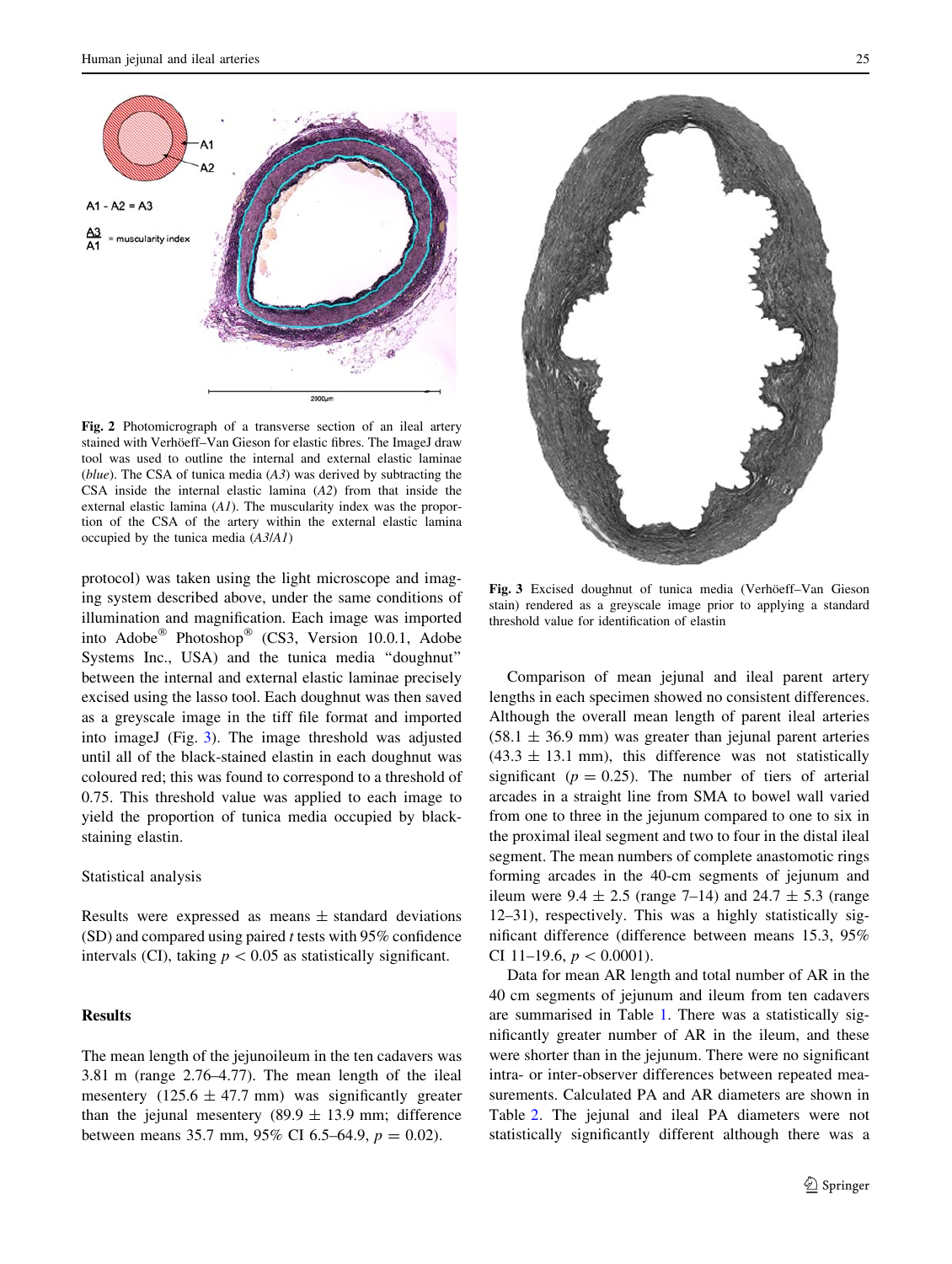Fig. 2 Photomicrograph of a transverse section of an ileal artery stained with Verhöeff–Van Gieson for elastic fibres. The ImageJ draw tool was used to outline the internal and external elastic laminae (*blue*). The CSA of tunica media (*A3*) was derived by subtracting the CSA inside the internal elastic lamina (*A2*) from that inside the external elastic lamina (*A1*). The muscularity index was the proportion of the CSA of the artery within the external elastic lamina occupied by the tunica media (*A3*/*A1*)

protocol) was taken using the light microscope and imaging system described above, under the same conditions of illumination and magnification. Each image was imported into Adobe® Photoshop® (CS3, Version 10.0.1, Adobe Systems Inc., USA) and the tunica media "doughnut" between the internal and external elastic laminae precisely excised using the lasso tool. Each doughnut was then saved as a greyscale image in the tiff file format and imported into imageJ (Fig. 3). The image threshold was adjusted until all of the black-stained elastin in each doughnut was coloured red; this was found to correspond to a threshold of 0.75. This threshold value was applied to each image to yield the proportion of tunica media occupied by black-staining elastin.

### Statistical analysis

Results were expressed as means ± standard deviations (SD) and compared using paired *t* tests with 95% confidence intervals (CI), taking $p < 0.05$ as statistically significant.

## Results

The mean length of the jejunoileum in the ten cadavers was 3.81 m (range 2.76–4.77). The mean length of the ileal mesentery (125.6 ± 47.7 mm) was significantly greater than the jejunal mesentery (89.9 ± 13.9 mm; difference between means 35.7 mm, 95% CI 6.5–64.9, $p = 0.02$).

Fig. 3 Excised doughnut of tunica media (Verhöeff–Van Gieson stain) rendered as a greyscale image prior to applying a standard threshold value for identification of elastin

Comparison of mean jejunal and ileal parent artery lengths in each specimen showed no consistent differences. Although the overall mean length of parent ileal arteries (58.1 ± 36.9 mm) was greater than jejunal parent arteries (43.3 ± 13.1 mm), this difference was not statistically significant ($p = 0.25$). The number of tiers of arterial arcades in a straight line from SMA to bowel wall varied from one to three in the jejunum compared to one to six in the proximal ileal segment and two to four in the distal ileal segment. The mean numbers of complete anastomotic rings forming arcades in the 40-cm segments of jejunum and ileum were 9.4 ± 2.5 (range 7–14) and 24.7 ± 5.3 (range 12–31), respectively. This was a highly statistically significant difference (difference between means 15.3, 95% CI 11–19.6, $p < 0.0001$).

Data for mean AR length and total number of AR in the 40 cm segments of jejunum and ileum from ten cadavers are summarised in Table 1. There was a statistically significantly greater number of AR in the ileum, and these were shorter than in the jejunum. There were no significant intra- or inter-observer differences between repeated measurements. Calculated PA and AR diameters are shown in Table 2. The jejunal and ileal PA diameters were not statistically significantly different although there was a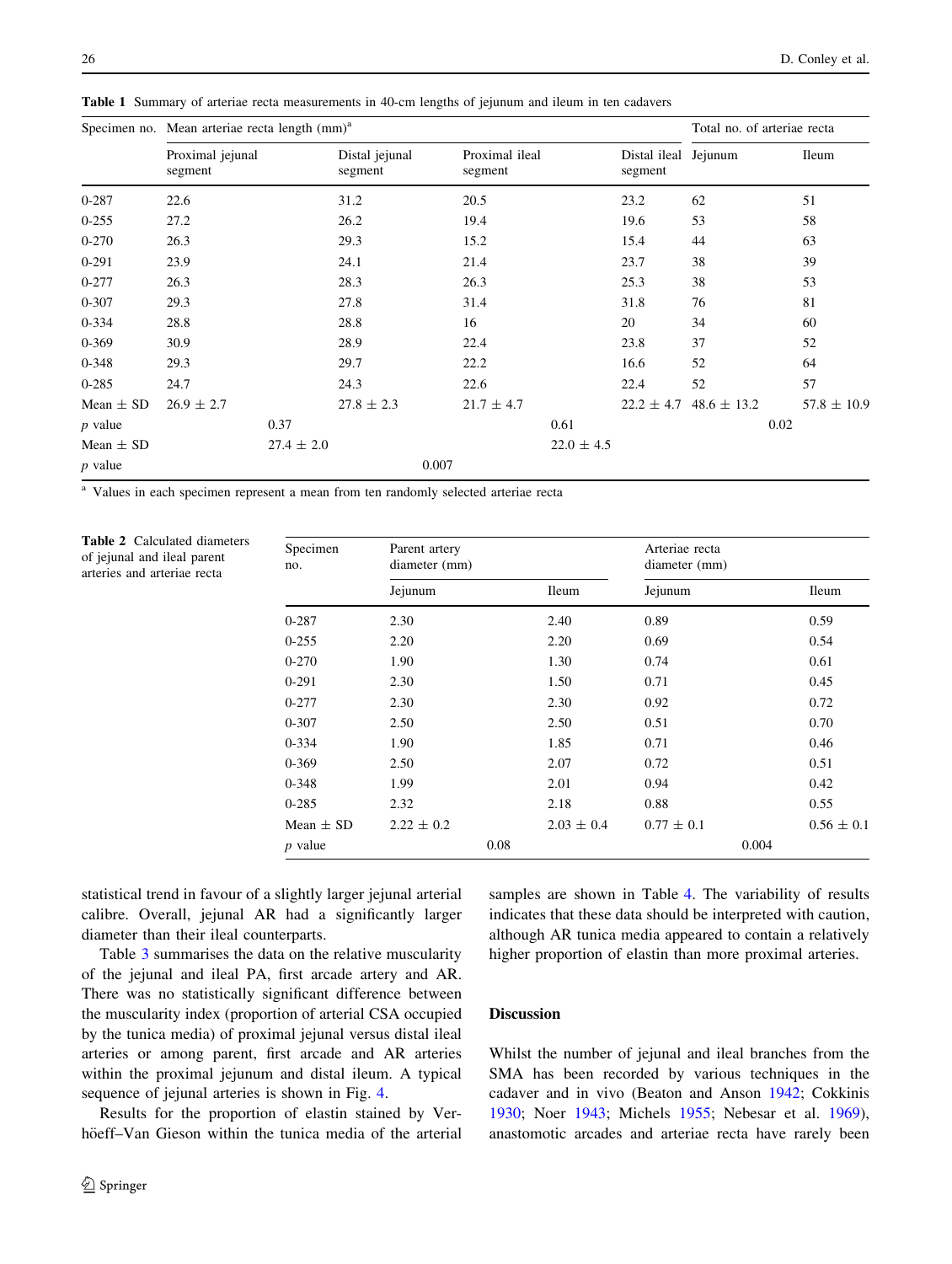**Table 1** Summary of arteriae recta measurements in 40-cm lengths of jejunum and ileum in ten cadavers

| Specimen no. | Mean arteriae recta length (mm)[a] | | | | Total no. of arteriae recta | |
|---|---|---|---|---|---|---|
| | Proximal jejunal segment | Distal jejunal segment | Proximal ileal segment | Distal ileal segment | Jejunum | Ileum |
| 0-287 | 22.6 | 31.2 | 20.5 | 23.2 | 62 | 51 |
| 0-255 | 27.2 | 26.2 | 19.4 | 19.6 | 53 | 58 |
| 0-270 | 26.3 | 29.3 | 15.2 | 15.4 | 44 | 63 |
| 0-291 | 23.9 | 24.1 | 21.4 | 23.7 | 38 | 39 |
| 0-277 | 26.3 | 28.3 | 26.3 | 25.3 | 38 | 53 |
| 0-307 | 29.3 | 27.8 | 31.4 | 31.8 | 76 | 81 |
| 0-334 | 28.8 | 28.8 | 16 | 20 | 34 | 60 |
| 0-369 | 30.9 | 28.9 | 22.4 | 23.8 | 37 | 52 |
| 0-348 | 29.3 | 29.7 | 22.2 | 16.6 | 52 | 64 |
| 0-285 | 24.7 | 24.3 | 22.6 | 22.4 | 52 | 57 |
| Mean ± SD | 26.9 ± 2.7 | 27.8 ± 2.3 | 21.7 ± 4.7 | 22.2 ± 4.7 | 48.6 ± 13.2 | 57.8 ± 10.9 |
| *p* value | 0.37 | | 0.61 | | 0.02 | |
| Mean ± SD | 27.4 ± 2.0 | | 22.0 ± 4.5 | | | |
| *p* value | 0.007 | | | | | |

[a] Values in each specimen represent a mean from ten randomly selected arteriae recta

**Table 2** Calculated diameters of jejunal and ileal parent arteries and arteriae recta

| Specimen no. | Parent artery diameter (mm) | | Arteriae recta diameter (mm) | |
|---|---|---|---|---|
| | Jejunum | Ileum | Jejunum | Ileum |
| 0-287 | 2.30 | 2.40 | 0.89 | 0.59 |
| 0-255 | 2.20 | 2.20 | 0.69 | 0.54 |
| 0-270 | 1.90 | 1.30 | 0.74 | 0.61 |
| 0-291 | 2.30 | 1.50 | 0.71 | 0.45 |
| 0-277 | 2.30 | 2.30 | 0.92 | 0.72 |
| 0-307 | 2.50 | 2.50 | 0.51 | 0.70 |
| 0-334 | 1.90 | 1.85 | 0.71 | 0.46 |
| 0-369 | 2.50 | 2.07 | 0.72 | 0.51 |
| 0-348 | 1.99 | 2.01 | 0.94 | 0.42 |
| 0-285 | 2.32 | 2.18 | 0.88 | 0.55 |
| Mean ± SD | 2.22 ± 0.2 | 2.03 ± 0.4 | 0.77 ± 0.1 | 0.56 ± 0.1 |
| *p* value | 0.08 | | 0.004 | |

statistical trend in favour of a slightly larger jejunal arterial calibre. Overall, jejunal AR had a significantly larger diameter than their ileal counterparts.

Table 3 summarises the data on the relative muscularity of the jejunal and ileal PA, first arcade artery and AR. There was no statistically significant difference between the muscularity index (proportion of arterial CSA occupied by the tunica media) of proximal jejunal versus distal ileal arteries or among parent, first arcade and AR arteries within the proximal jejunum and distal ileum. A typical sequence of jejunal arteries is shown in Fig. 4.

Results for the proportion of elastin stained by Verhöeff–Van Gieson within the tunica media of the arterial samples are shown in Table 4. The variability of results indicates that these data should be interpreted with caution, although AR tunica media appeared to contain a relatively higher proportion of elastin than more proximal arteries.

## Discussion

Whilst the number of jejunal and ileal branches from the SMA has been recorded by various techniques in the cadaver and in vivo (Beaton and Anson 1942; Cokkinis 1930; Noer 1943; Michels 1955; Nebesar et al. 1969), anastomotic arcades and arteriae recta have rarely been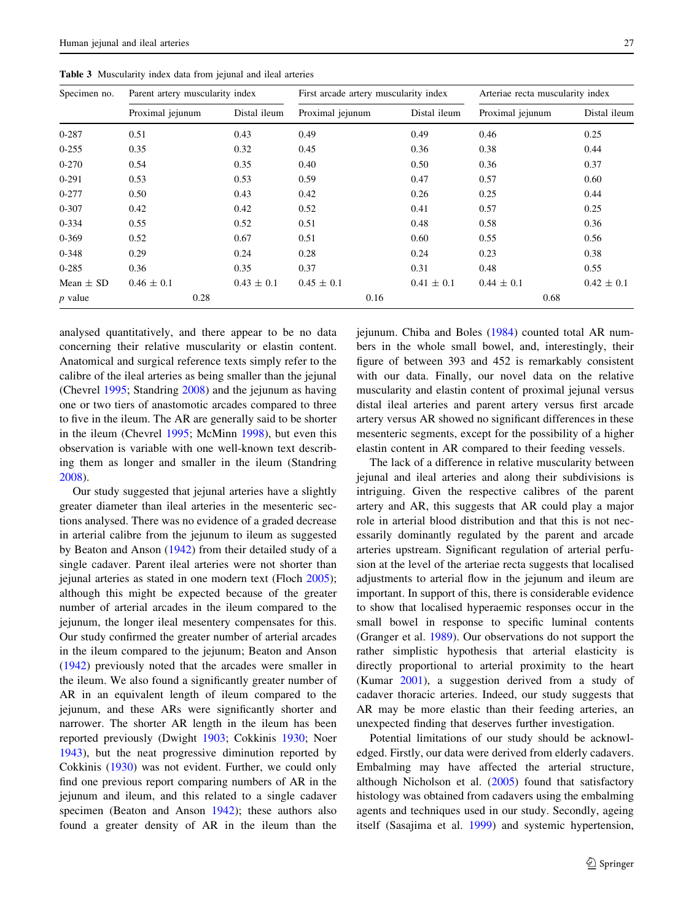**Table 3** Musculacity index data from jejunal and ileal arteries

| Specimen no. | Parent artery muscularity index | | First arcade artery muscularity index | | Arteriae recta muscularity index | |
|---|---|---|---|---|---|---|
| | Proximal jejunum | Distal ileum | Proximal jejunum | Distal ileum | Proximal jejunum | Distal ileum |
| 0-287 | 0.51 | 0.43 | 0.49 | 0.49 | 0.46 | 0.25 |
| 0-255 | 0.35 | 0.32 | 0.45 | 0.36 | 0.38 | 0.44 |
| 0-270 | 0.54 | 0.35 | 0.40 | 0.50 | 0.36 | 0.37 |
| 0-291 | 0.53 | 0.53 | 0.59 | 0.47 | 0.57 | 0.60 |
| 0-277 | 0.50 | 0.43 | 0.42 | 0.26 | 0.25 | 0.44 |
| 0-307 | 0.42 | 0.42 | 0.52 | 0.41 | 0.57 | 0.25 |
| 0-334 | 0.55 | 0.52 | 0.51 | 0.48 | 0.58 | 0.36 |
| 0-369 | 0.52 | 0.67 | 0.51 | 0.60 | 0.55 | 0.56 |
| 0-348 | 0.29 | 0.24 | 0.28 | 0.24 | 0.23 | 0.38 |
| 0-285 | 0.36 | 0.35 | 0.37 | 0.31 | 0.48 | 0.55 |
| Mean ± SD | 0.46 ± 0.1 | 0.43 ± 0.1 | 0.45 ± 0.1 | 0.41 ± 0.1 | 0.44 ± 0.1 | 0.42 ± 0.1 |
| *p* value | 0.28 | | 0.16 | | 0.68 | |

analysed quantitatively, and there appear to be no data concerning their relative muscularity or elastin content. Anatomical and surgical reference texts simply refer to the calibre of the ileal arteries as being smaller than the jejunal (Chevrel 1995; Standring 2008) and the jejunum as having one or two tiers of anastomotic arcades compared to three to five in the ileum. The AR are generally said to be shorter in the ileum (Chevrel 1995; McMinn 1998), but even this observation is variable with one well-known text describing them as longer and smaller in the ileum (Standring 2008).

Our study suggested that jejunal arteries have a slightly greater diameter than ileal arteries in the mesenteric sections analysed. There was no evidence of a graded decrease in arterial calibre from the jejunum to ileum as suggested by Beaton and Anson (1942) from their detailed study of a single cadaver. Parent ileal arteries were not shorter than jejunal arteries as stated in one modern text (Floch 2005); although this might be expected because of the greater number of arterial arcades in the ileum compared to the jejunum, the longer ileal mesentery compensates for this. Our study confirmed the greater number of arterial arcades in the ileum compared to the jejunum; Beaton and Anson (1942) previously noted that the arcades were smaller in the ileum. We also found a significantly greater number of AR in an equivalent length of ileum compared to the jejunum, and these ARs were significantly shorter and narrower. The shorter AR length in the ileum has been reported previously (Dwight 1903; Cokkinis 1930; Noer 1943), but the neat progressive diminution reported by Cokkinis (1930) was not evident. Further, we could only find one previous report comparing numbers of AR in the jejunum and ileum, and this related to a single cadaver specimen (Beaton and Anson 1942); these authors also found a greater density of AR in the ileum than the jejunum. Chiba and Boles (1984) counted total AR numbers in the whole small bowel, and, interestingly, their figure of between 393 and 452 is remarkably consistent with our data. Finally, our novel data on the relative muscularity and elastin content of proximal jejunal versus distal ileal arteries and parent artery versus first arcade artery versus AR showed no significant differences in these mesenteric segments, except for the possibility of a higher elastin content in AR compared to their feeding vessels.

The lack of a difference in relative muscularity between jejunal and ileal arteries and along their subdivisions is intriguing. Given the respective calibres of the parent artery and AR, this suggests that AR could play a major role in arterial blood distribution and that this is not necessarily dominantly regulated by the parent and arcade arteries upstream. Significant regulation of arterial perfusion at the level of the arteriae recta suggests that localised adjustments to arterial flow in the jejunum and ileum are important. In support of this, there is considerable evidence to show that localised hyperaemic responses occur in the small bowel in response to specific luminal contents (Granger et al. 1989). Our observations do not support the rather simplistic hypothesis that arterial elasticity is directly proportional to arterial proximity to the heart (Kumar 2001), a suggestion derived from a study of cadaver thoracic arteries. Indeed, our study suggests that AR may be more elastic than their feeding arteries, an unexpected finding that deserves further investigation.

Potential limitations of our study should be acknowledged. Firstly, our data were derived from elderly cadavers. Embalming may have affected the arterial structure, although Nicholson et al. (2005) found that satisfactory histology was obtained from cadavers using the embalming agents and techniques used in our study. Secondly, ageing itself (Sasajima et al. 1999) and systemic hypertension,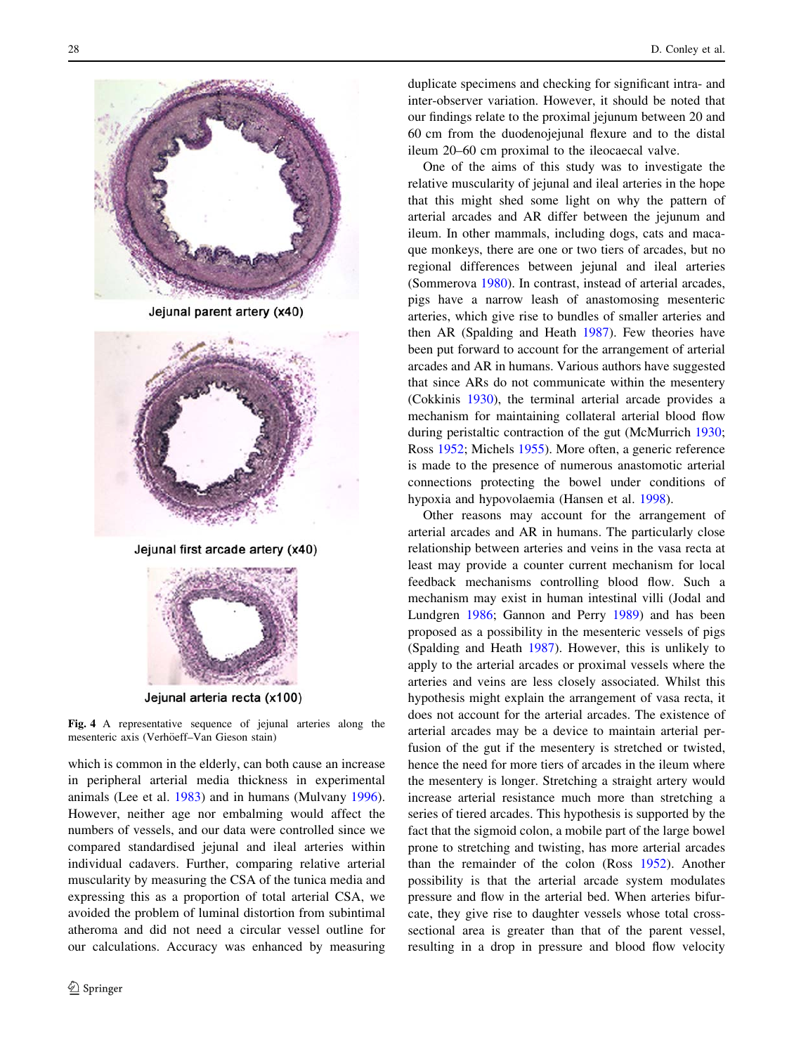Jejunal parent artery (x40)

Jejunal first arcade artery (x40)

Jejunal arteria recta (x100)

**Fig. 4** A representative sequence of jejunal arteries along the mesenteric axis (Verhöeff–Van Gieson stain)

which is common in the elderly, can both cause an increase in peripheral arterial media thickness in experimental animals (Lee et al. 1983) and in humans (Mulvany 1996). However, neither age nor embalming would affect the numbers of vessels, and our data were controlled since we compared standardised jejunal and ileal arteries within individual cadavers. Further, comparing relative arterial muscularity by measuring the CSA of the tunica media and expressing this as a proportion of total arterial CSA, we avoided the problem of luminal distortion from subintimal atheroma and did not need a circular vessel outline for our calculations. Accuracy was enhanced by measuring duplicate specimens and checking for significant intra- and inter-observer variation. However, it should be noted that our findings relate to the proximal jejunum between 20 and 60 cm from the duodenojejunal flexure and to the distal ileum 20–60 cm proximal to the ileocaecal valve.

One of the aims of this study was to investigate the relative muscularity of jejunal and ileal arteries in the hope that this might shed some light on why the pattern of arterial arcades and AR differ between the jejunum and ileum. In other mammals, including dogs, cats and macaque monkeys, there are one or two tiers of arcades, but no regional differences between jejunal and ileal arteries (Sommerova 1980). In contrast, instead of arterial arcades, pigs have a narrow leash of anastomosing mesenteric arteries, which give rise to bundles of smaller arteries and then AR (Spalding and Heath 1987). Few theories have been put forward to account for the arrangement of arterial arcades and AR in humans. Various authors have suggested that since ARs do not communicate within the mesentery (Cokkinis 1930), the terminal arterial arcade provides a mechanism for maintaining collateral arterial blood flow during peristaltic contraction of the gut (McMurrich 1930; Ross 1952; Michels 1955). More often, a generic reference is made to the presence of numerous anastomotic arterial connections protecting the bowel under conditions of hypoxia and hypovolaemia (Hansen et al. 1998).

Other reasons may account for the arrangement of arterial arcades and AR in humans. The particularly close relationship between arteries and veins in the vasa recta at least may provide a counter current mechanism for local feedback mechanisms controlling blood flow. Such a mechanism may exist in human intestinal villi (Jodal and Lundgren 1986; Gannon and Perry 1989) and has been proposed as a possibility in the mesenteric vessels of pigs (Spalding and Heath 1987). However, this is unlikely to apply to the arterial arcades or proximal vessels where the arteries and veins are less closely associated. Whilst this hypothesis might explain the arrangement of vasa recta, it does not account for the arterial arcades. The existence of arterial arcades may be a device to maintain arterial perfusion of the gut if the mesentery is stretched or twisted, hence the need for more tiers of arcades in the ileum where the mesentery is longer. Stretching a straight artery would increase arterial resistance much more than stretching a series of tiered arcades. This hypothesis is supported by the fact that the sigmoid colon, a mobile part of the large bowel prone to stretching and twisting, has more arterial arcades than the remainder of the colon (Ross 1952). Another possibility is that the arterial arcade system modulates pressure and flow in the arterial bed. When arteries bifurcate, they give rise to daughter vessels whose total cross-sectional area is greater than that of the parent vessel, resulting in a drop in pressure and blood flow velocity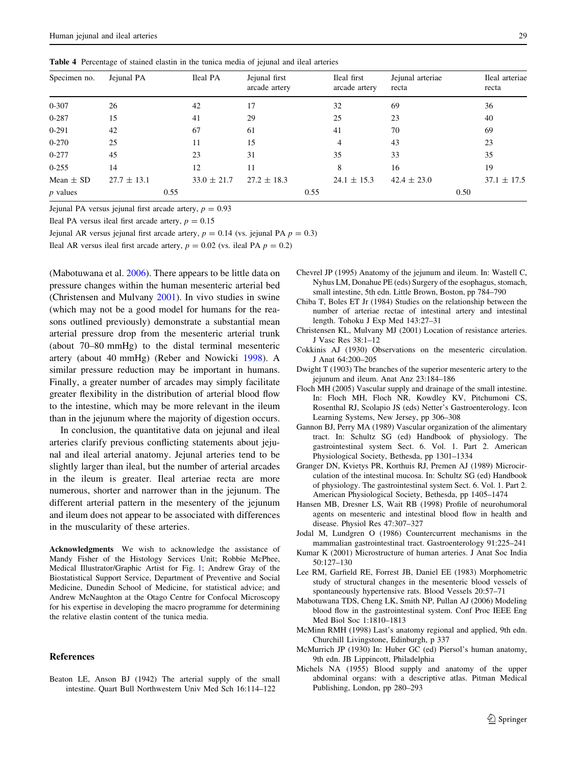**Table 4** Percentage of stained elastin in the tunica media of jejunal and ileal arteries

| Specimen no. | Jejunal PA | Ileal PA | Jejunal first arcade artery | Ileal first arcade artery | Jejunal arteriae recta | Ileal arteriae recta |
|---|---|---|---|---|---|---|
| 0-307 | 26 | 42 | 17 | 32 | 69 | 36 |
| 0-287 | 15 | 41 | 29 | 25 | 23 | 40 |
| 0-291 | 42 | 67 | 61 | 41 | 70 | 69 |
| 0-270 | 25 | 11 | 15 | 4 | 43 | 23 |
| 0-277 | 45 | 23 | 31 | 35 | 33 | 35 |
| 0-255 | 14 | 12 | 11 | 8 | 16 | 19 |
| Mean ± SD | 27.7 ± 13.1 | 33.0 ± 21.7 | 27.2 ± 18.3 | 24.1 ± 15.3 | 42.4 ± 23.0 | 37.1 ± 17.5 |
| *p* values | 0.55 | | 0.55 | | 0.50 | |

Jejunal PA versus jejunal first arcade artery, $p = 0.93$

Ileal PA versus ileal first arcade artery, $p = 0.15$

Jejunal AR versus jejunal first arcade artery, $p = 0.14$ (vs. jejunal PA $p = 0.3$)

Ileal AR versus ileal first arcade artery, $p = 0.02$ (vs. ileal PA $p = 0.2$)

(Mabotuwana et al. 2006). There appears to be little data on pressure changes within the human mesenteric arterial bed (Christensen and Mulvany 2001). In vivo studies in swine (which may not be a good model for humans for the reasons outlined previously) demonstrate a substantial mean arterial pressure drop from the mesenteric arterial trunk (about 70–80 mmHg) to the distal terminal mesenteric artery (about 40 mmHg) (Reber and Nowicki 1998). A similar pressure reduction may be important in humans. Finally, a greater number of arcades may simply facilitate greater flexibility in the distribution of arterial blood flow to the intestine, which may be more relevant in the ileum than in the jejunum where the majority of digestion occurs.

In conclusion, the quantitative data on jejunal and ileal arteries clarify previous conflicting statements about jejunal and ileal arterial anatomy. Jejunal arteries tend to be slightly larger than ileal, but the number of arterial arcades in the ileum is greater. Ileal arteriae recta are more numerous, shorter and narrower than in the jejunum. The different arterial pattern in the mesentery of the jejunum and ileum does not appear to be associated with differences in the muscularity of these arteries.

**Acknowledgments** We wish to acknowledge the assistance of Mandy Fisher of the Histology Services Unit; Robbie McPhee, Medical Illustrator/Graphic Artist for Fig. 1; Andrew Gray of the Biostatistical Support Service, Department of Preventive and Social Medicine, Dunedin School of Medicine, for statistical advice; and Andrew McNaughton at the Otago Centre for Confocal Microscopy for his expertise in developing the macro programme for determining the relative elastin content of the tunica media.

## References

Beaton LE, Anson BJ (1942) The arterial supply of the small intestine. Quart Bull Northwestern Univ Med Sch 16:114–122

Chevrel JP (1995) Anatomy of the jejunum and ileum. In: Wastell C, Nyhus LM, Donahue PE (eds) Surgery of the esophagus, stomach, small intestine, 5th edn. Little Brown, Boston, pp 784–790

Chiba T, Boles ET Jr (1984) Studies on the relationship between the number of arteriae rectae of intestinal artery and intestinal length. Tohoku J Exp Med 143:27–31

Christensen KL, Mulvany MJ (2001) Location of resistance arteries. J Vasc Res 38:1–12

Cokkinis AJ (1930) Observations on the mesenteric circulation. J Anat 64:200–205

Dwight T (1903) The branches of the superior mesenteric artery to the jejunum and ileum. Anat Anz 23:184–186

Floch MH (2005) Vascular supply and drainage of the small intestine. In: Floch MH, Floch NR, Kowdley KV, Pitchumoni CS, Rosenthal RJ, Scolapio JS (eds) Netter's Gastroenterology. Icon Learning Systems, New Jersey, pp 306–308

Gannon BJ, Perry MA (1989) Vascular organization of the alimentary tract. In: Schultz SG (ed) Handbook of physiology. The gastrointestinal system Sect. 6. Vol. 1. Part 2. American Physiological Society, Bethesda, pp 1301–1334

Granger DN, Kvietys PR, Korthuis RJ, Premen AJ (1989) Microcirculation of the intestinal mucosa. In: Schultz SG (ed) Handbook of physiology. The gastrointestinal system Sect. 6. Vol. 1. Part 2. American Physiological Society, Bethesda, pp 1405–1474

Hansen MB, Dresner LS, Wait RB (1998) Profile of neurohumoral agents on mesenteric and intestinal blood flow in health and disease. Physiol Res 47:307–327

Jodal M, Lundgren O (1986) Countercurrent mechanisms in the mammalian gastrointestinal tract. Gastroenterology 91:225–241

Kumar K (2001) Microstructure of human arteries. J Anat Soc India 50:127–130

Lee RM, Garfield RE, Forrest JB, Daniel EE (1983) Morphometric study of structural changes in the mesenteric blood vessels of spontaneously hypertensive rats. Blood Vessels 20:57–71

Mabotuwana TDS, Cheng LK, Smith NP, Pullan AJ (2006) Modeling blood flow in the gastrointestinal system. Conf Proc IEEE Eng Med Biol Soc 1:1810–1813

McMinn RMH (1998) Last's anatomy regional and applied, 9th edn. Churchill Livingstone, Edinburgh, p 337

McMurrich JP (1930) In: Huber GC (ed) Piersol's human anatomy, 9th edn. JB Lippincott, Philadelphia

Michels NA (1955) Blood supply and anatomy of the upper abdominal organs: with a descriptive atlas. Pitman Medical Publishing, London, pp 280–293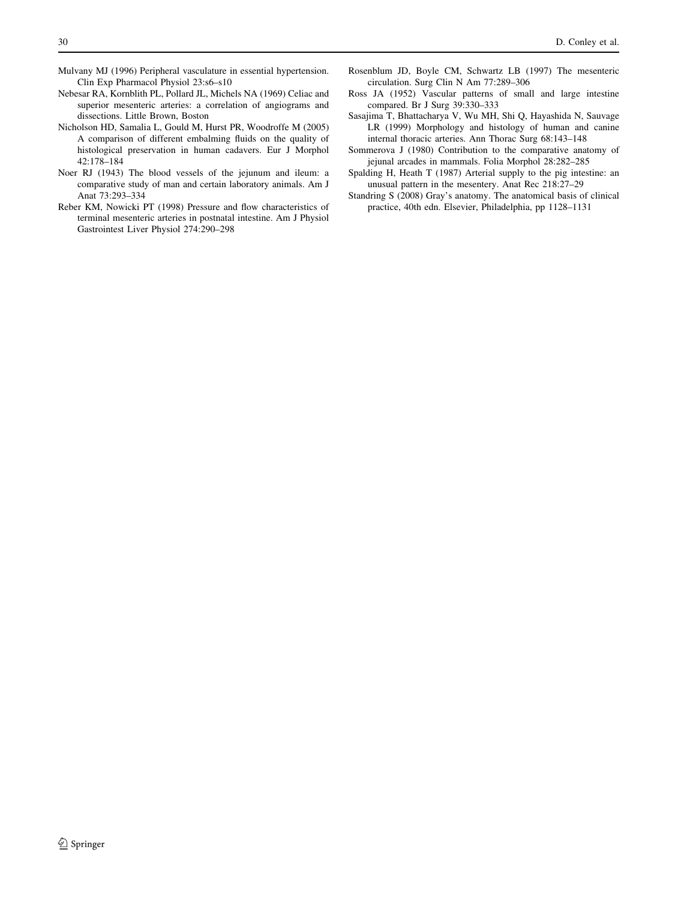Mulvany MJ (1996) Peripheral vasculature in essential hypertension. Clin Exp Pharmacol Physiol 23:s6–s10

Nebesar RA, Kornblith PL, Pollard JL, Michels NA (1969) Celiac and superior mesenteric arteries: a correlation of angiograms and dissections. Little Brown, Boston

Nicholson HD, Samalia L, Gould M, Hurst PR, Woodroffe M (2005) A comparison of different embalming fluids on the quality of histological preservation in human cadavers. Eur J Morphol 42:178–184

Noer RJ (1943) The blood vessels of the jejunum and ileum: a comparative study of man and certain laboratory animals. Am J Anat 73:293–334

Reber KM, Nowicki PT (1998) Pressure and flow characteristics of terminal mesenteric arteries in postnatal intestine. Am J Physiol Gastrointest Liver Physiol 274:290–298

Rosenblum JD, Boyle CM, Schwartz LB (1997) The mesenteric circulation. Surg Clin N Am 77:289–306

Ross JA (1952) Vascular patterns of small and large intestine compared. Br J Surg 39:330–333

Sasajima T, Bhattacharya V, Wu MH, Shi Q, Hayashida N, Sauvage LR (1999) Morphology and histology of human and canine internal thoracic arteries. Ann Thorac Surg 68:143–148

Sommerova J (1980) Contribution to the comparative anatomy of jejunal arcades in mammals. Folia Morphol 28:282–285

Spalding H, Heath T (1987) Arterial supply to the pig intestine: an unusual pattern in the mesentery. Anat Rec 218:27–29

Standring S (2008) Gray's anatomy. The anatomical basis of clinical practice, 40th edn. Elsevier, Philadelphia, pp 1128–1131